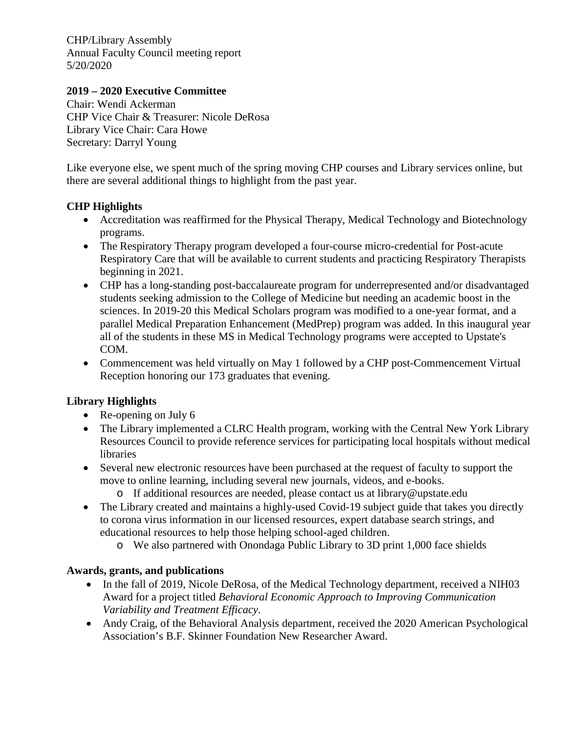CHP/Library Assembly
Annual Faculty Council meeting report
5/20/2020

**2019 – 2020 Executive Committee**
Chair: Wendi Ackerman
CHP Vice Chair & Treasurer: Nicole DeRosa
Library Vice Chair: Cara Howe
Secretary: Darryl Young

Like everyone else, we spent much of the spring moving CHP courses and Library services online, but there are several additional things to highlight from the past year.

### CHP Highlights

- Accreditation was reaffirmed for the Physical Therapy, Medical Technology and Biotechnology programs.
- The Respiratory Therapy program developed a four-course micro-credential for Post-acute Respiratory Care that will be available to current students and practicing Respiratory Therapists beginning in 2021.
- CHP has a long-standing post-baccalaureate program for underrepresented and/or disadvantaged students seeking admission to the College of Medicine but needing an academic boost in the sciences. In 2019-20 this Medical Scholars program was modified to a one-year format, and a parallel Medical Preparation Enhancement (MedPrep) program was added. In this inaugural year all of the students in these MS in Medical Technology programs were accepted to Upstate's COM.
- Commencement was held virtually on May 1 followed by a CHP post-Commencement Virtual Reception honoring our 173 graduates that evening.

### Library Highlights

- Re-opening on July 6
- The Library implemented a CLRC Health program, working with the Central New York Library Resources Council to provide reference services for participating local hospitals without medical libraries
- Several new electronic resources have been purchased at the request of faculty to support the move to online learning, including several new journals, videos, and e-books.
  - If additional resources are needed, please contact us at library@upstate.edu
- The Library created and maintains a highly-used Covid-19 subject guide that takes you directly to corona virus information in our licensed resources, expert database search strings, and educational resources to help those helping school-aged children.
  - We also partnered with Onondaga Public Library to 3D print 1,000 face shields

### Awards, grants, and publications

- In the fall of 2019, Nicole DeRosa, of the Medical Technology department, received a NIH03 Award for a project titled *Behavioral Economic Approach to Improving Communication Variability and Treatment Efficacy*.
- Andy Craig, of the Behavioral Analysis department, received the 2020 American Psychological Association's B.F. Skinner Foundation New Researcher Award.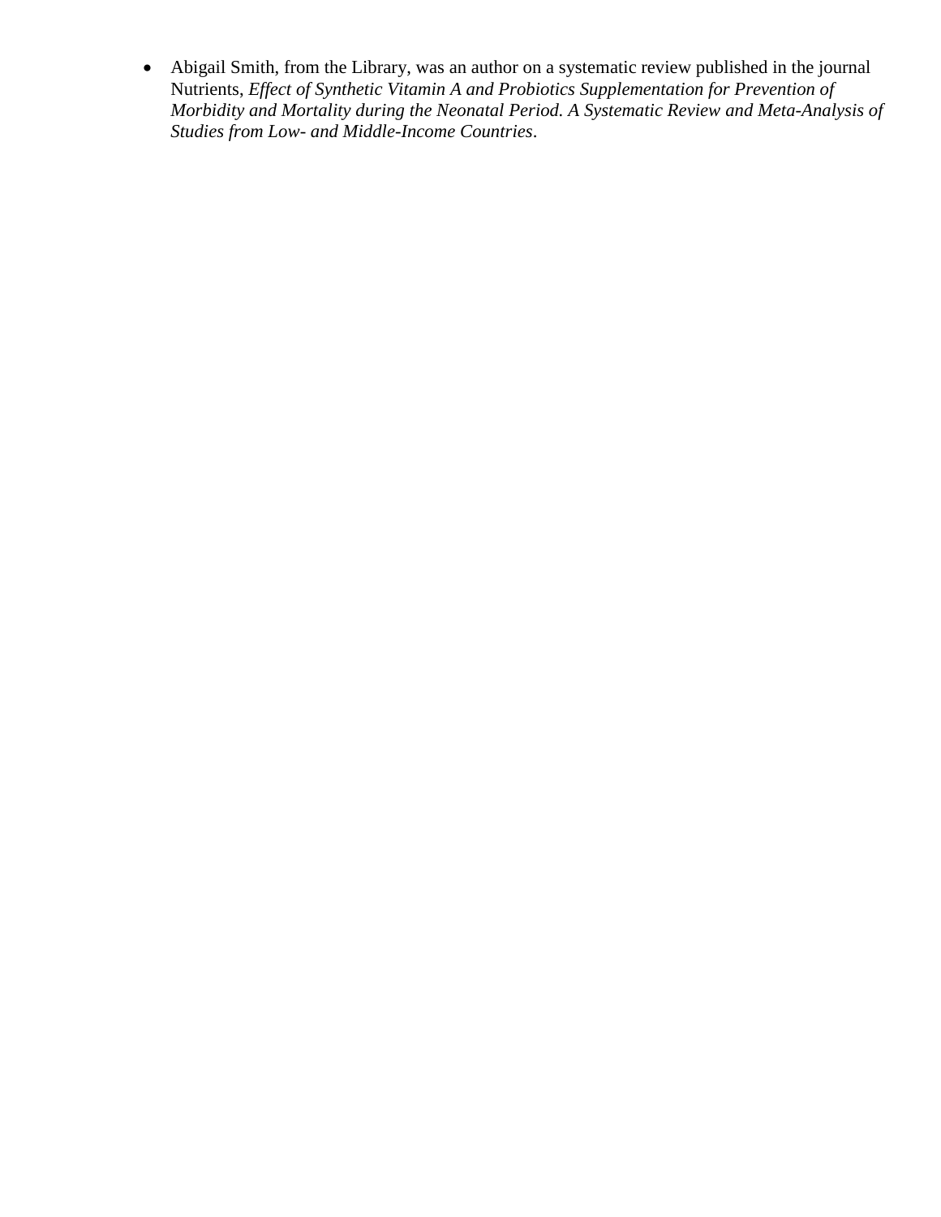- Abigail Smith, from the Library, was an author on a systematic review published in the journal Nutrients, *Effect of Synthetic Vitamin A and Probiotics Supplementation for Prevention of Morbidity and Mortality during the Neonatal Period. A Systematic Review and Meta-Analysis of Studies from Low- and Middle-Income Countries*.